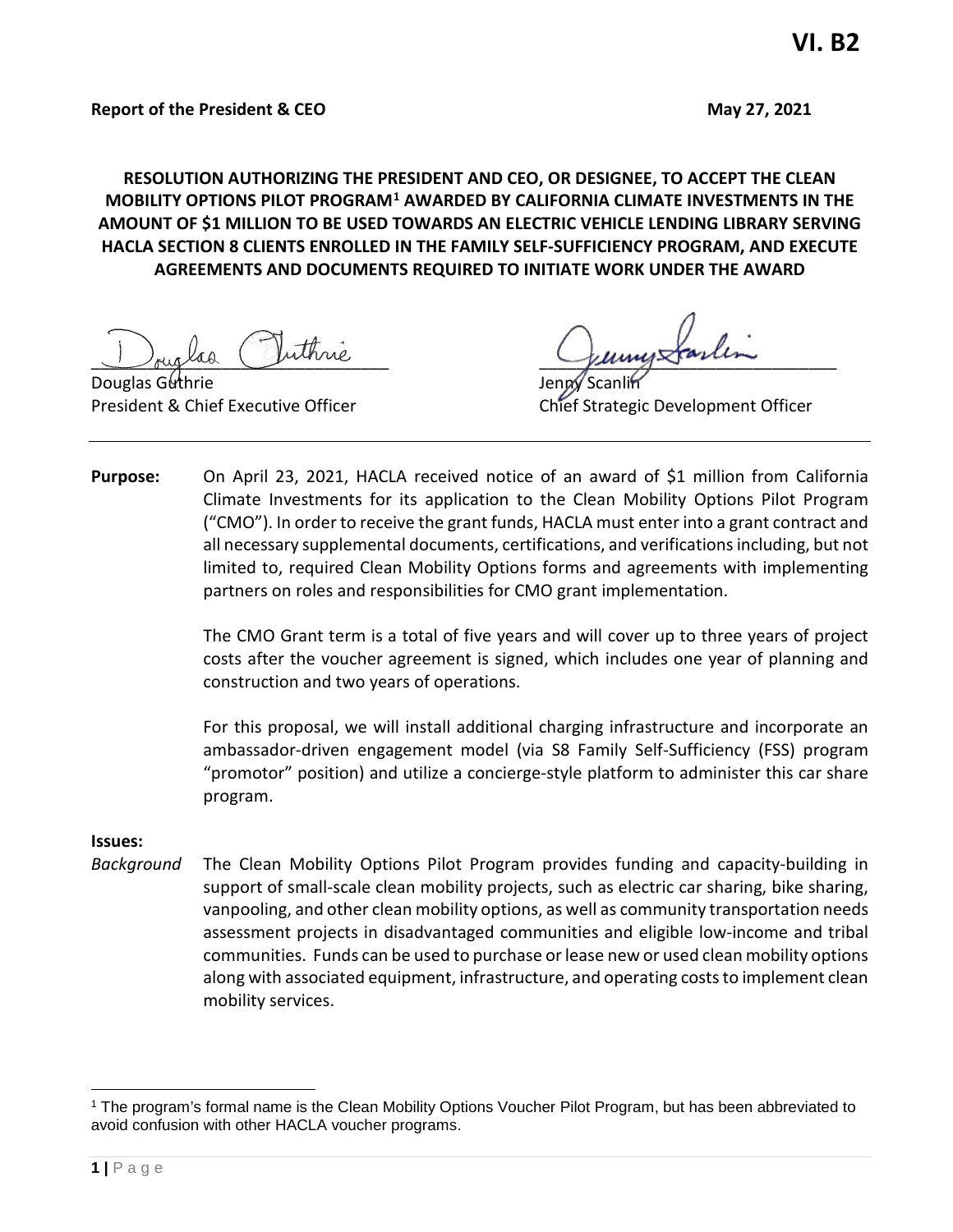**VI. B2**

**Report of the President & CEO** **May 27, 2021**

**RESOLUTION AUTHORIZING THE PRESIDENT AND CEO, OR DESIGNEE, TO ACCEPT THE CLEAN MOBILITY OPTIONS PILOT PROGRAM[1] AWARDED BY CALIFORNIA CLIMATE INVESTMENTS IN THE AMOUNT OF $1 MILLION TO BE USED TOWARDS AN ELECTRIC VEHICLE LENDING LIBRARY SERVING HACLA SECTION 8 CLIENTS ENROLLED IN THE FAMILY SELF-SUFFICIENCY PROGRAM, AND EXECUTE AGREEMENTS AND DOCUMENTS REQUIRED TO INITIATE WORK UNDER THE AWARD**

Douglas Guthrie
President & Chief Executive Officer

Jenny Scanlin
Chief Strategic Development Officer

---

**Purpose:** On April 23, 2021, HACLA received notice of an award of $1 million from California Climate Investments for its application to the Clean Mobility Options Pilot Program ("CMO"). In order to receive the grant funds, HACLA must enter into a grant contract and all necessary supplemental documents, certifications, and verifications including, but not limited to, required Clean Mobility Options forms and agreements with implementing partners on roles and responsibilities for CMO grant implementation.

The CMO Grant term is a total of five years and will cover up to three years of project costs after the voucher agreement is signed, which includes one year of planning and construction and two years of operations.

For this proposal, we will install additional charging infrastructure and incorporate an ambassador-driven engagement model (via S8 Family Self-Sufficiency (FSS) program "promotor" position) and utilize a concierge-style platform to administer this car share program.

**Issues:**

*Background* The Clean Mobility Options Pilot Program provides funding and capacity-building in support of small-scale clean mobility projects, such as electric car sharing, bike sharing, vanpooling, and other clean mobility options, as well as community transportation needs assessment projects in disadvantaged communities and eligible low-income and tribal communities. Funds can be used to purchase or lease new or used clean mobility options along with associated equipment, infrastructure, and operating costs to implement clean mobility services.

---

[1] The program's formal name is the Clean Mobility Options Voucher Pilot Program, but has been abbreviated to avoid confusion with other HACLA voucher programs.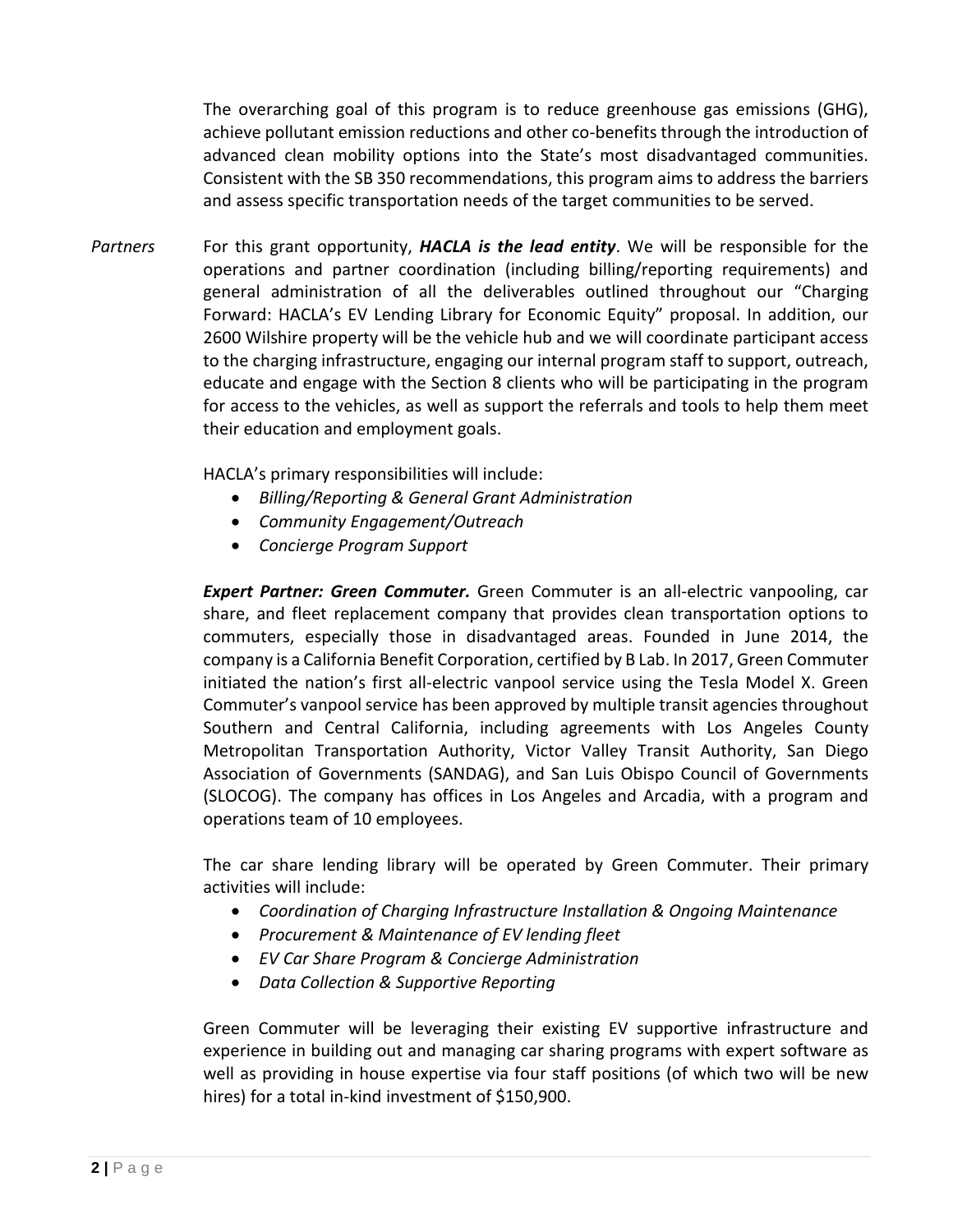The overarching goal of this program is to reduce greenhouse gas emissions (GHG), achieve pollutant emission reductions and other co-benefits through the introduction of advanced clean mobility options into the State's most disadvantaged communities. Consistent with the SB 350 recommendations, this program aims to address the barriers and assess specific transportation needs of the target communities to be served.

*Partners*

For this grant opportunity, ***HACLA is the lead entity***. We will be responsible for the operations and partner coordination (including billing/reporting requirements) and general administration of all the deliverables outlined throughout our "Charging Forward: HACLA's EV Lending Library for Economic Equity" proposal. In addition, our 2600 Wilshire property will be the vehicle hub and we will coordinate participant access to the charging infrastructure, engaging our internal program staff to support, outreach, educate and engage with the Section 8 clients who will be participating in the program for access to the vehicles, as well as support the referrals and tools to help them meet their education and employment goals.

HACLA's primary responsibilities will include:

- *Billing/Reporting & General Grant Administration*
- *Community Engagement/Outreach*
- *Concierge Program Support*

***Expert Partner: Green Commuter.*** Green Commuter is an all-electric vanpooling, car share, and fleet replacement company that provides clean transportation options to commuters, especially those in disadvantaged areas. Founded in June 2014, the company is a California Benefit Corporation, certified by B Lab. In 2017, Green Commuter initiated the nation's first all-electric vanpool service using the Tesla Model X. Green Commuter's vanpool service has been approved by multiple transit agencies throughout Southern and Central California, including agreements with Los Angeles County Metropolitan Transportation Authority, Victor Valley Transit Authority, San Diego Association of Governments (SANDAG), and San Luis Obispo Council of Governments (SLOCOG). The company has offices in Los Angeles and Arcadia, with a program and operations team of 10 employees.

The car share lending library will be operated by Green Commuter. Their primary activities will include:

- *Coordination of Charging Infrastructure Installation & Ongoing Maintenance*
- *Procurement & Maintenance of EV lending fleet*
- *EV Car Share Program & Concierge Administration*
- *Data Collection & Supportive Reporting*

Green Commuter will be leveraging their existing EV supportive infrastructure and experience in building out and managing car sharing programs with expert software as well as providing in house expertise via four staff positions (of which two will be new hires) for a total in-kind investment of $150,900.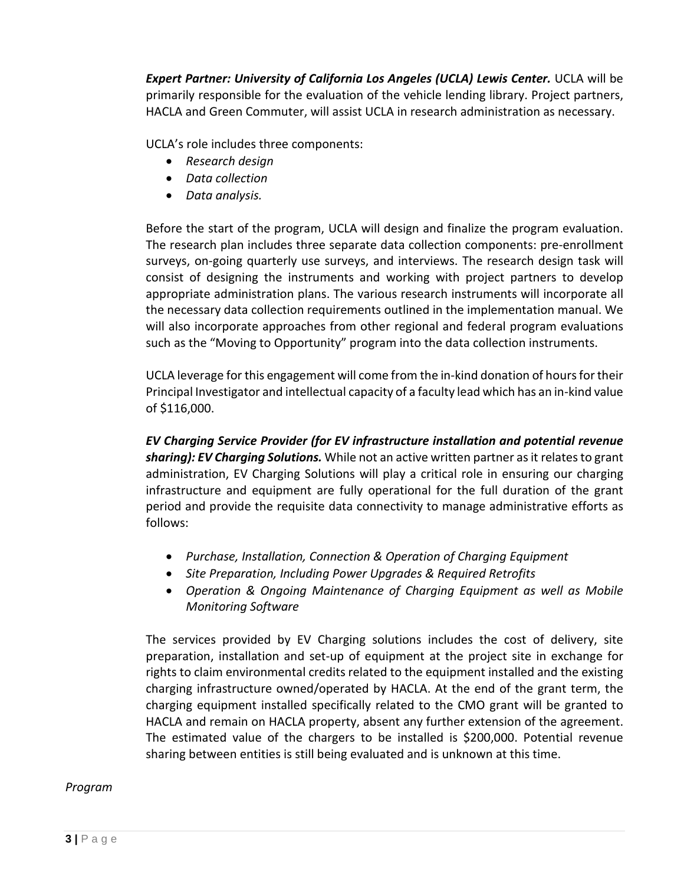***Expert Partner: University of California Los Angeles (UCLA) Lewis Center.*** UCLA will be primarily responsible for the evaluation of the vehicle lending library. Project partners, HACLA and Green Commuter, will assist UCLA in research administration as necessary.

UCLA's role includes three components:

- *Research design*
- *Data collection*
- *Data analysis.*

Before the start of the program, UCLA will design and finalize the program evaluation. The research plan includes three separate data collection components: pre-enrollment surveys, on-going quarterly use surveys, and interviews. The research design task will consist of designing the instruments and working with project partners to develop appropriate administration plans. The various research instruments will incorporate all the necessary data collection requirements outlined in the implementation manual. We will also incorporate approaches from other regional and federal program evaluations such as the "Moving to Opportunity" program into the data collection instruments.

UCLA leverage for this engagement will come from the in-kind donation of hours for their Principal Investigator and intellectual capacity of a faculty lead which has an in-kind value of $116,000.

***EV Charging Service Provider (for EV infrastructure installation and potential revenue sharing): EV Charging Solutions.*** While not an active written partner as it relates to grant administration, EV Charging Solutions will play a critical role in ensuring our charging infrastructure and equipment are fully operational for the full duration of the grant period and provide the requisite data connectivity to manage administrative efforts as follows:

- *Purchase, Installation, Connection & Operation of Charging Equipment*
- *Site Preparation, Including Power Upgrades & Required Retrofits*
- *Operation & Ongoing Maintenance of Charging Equipment as well as Mobile Monitoring Software*

The services provided by EV Charging solutions includes the cost of delivery, site preparation, installation and set-up of equipment at the project site in exchange for rights to claim environmental credits related to the equipment installed and the existing charging infrastructure owned/operated by HACLA. At the end of the grant term, the charging equipment installed specifically related to the CMO grant will be granted to HACLA and remain on HACLA property, absent any further extension of the agreement. The estimated value of the chargers to be installed is $200,000. Potential revenue sharing between entities is still being evaluated and is unknown at this time.

*Program*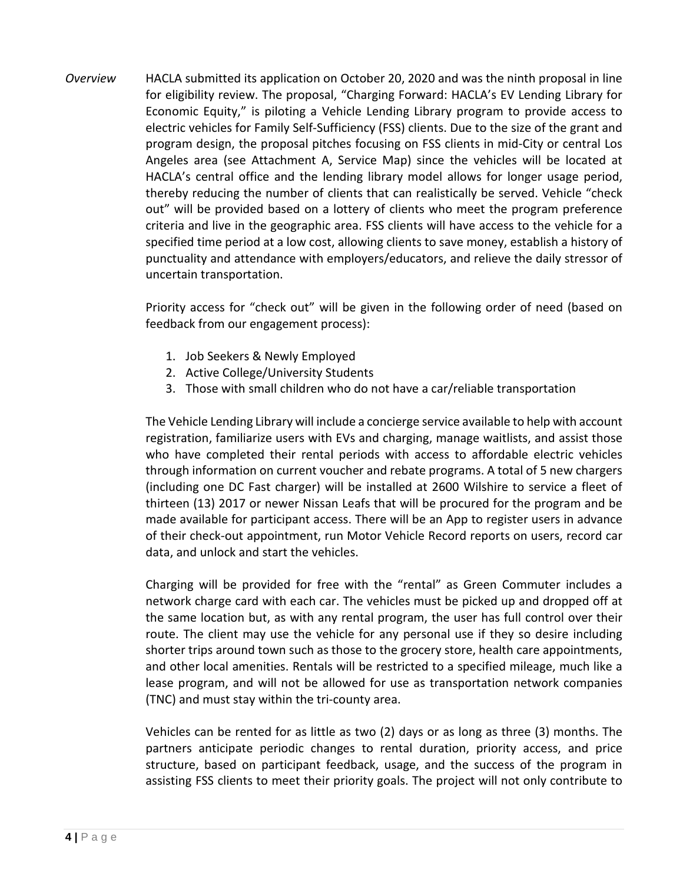*Overview* HACLA submitted its application on October 20, 2020 and was the ninth proposal in line for eligibility review. The proposal, "Charging Forward: HACLA's EV Lending Library for Economic Equity," is piloting a Vehicle Lending Library program to provide access to electric vehicles for Family Self-Sufficiency (FSS) clients. Due to the size of the grant and program design, the proposal pitches focusing on FSS clients in mid-City or central Los Angeles area (see Attachment A, Service Map) since the vehicles will be located at HACLA's central office and the lending library model allows for longer usage period, thereby reducing the number of clients that can realistically be served. Vehicle "check out" will be provided based on a lottery of clients who meet the program preference criteria and live in the geographic area. FSS clients will have access to the vehicle for a specified time period at a low cost, allowing clients to save money, establish a history of punctuality and attendance with employers/educators, and relieve the daily stressor of uncertain transportation.

Priority access for "check out" will be given in the following order of need (based on feedback from our engagement process):

1. Job Seekers & Newly Employed
2. Active College/University Students
3. Those with small children who do not have a car/reliable transportation

The Vehicle Lending Library will include a concierge service available to help with account registration, familiarize users with EVs and charging, manage waitlists, and assist those who have completed their rental periods with access to affordable electric vehicles through information on current voucher and rebate programs. A total of 5 new chargers (including one DC Fast charger) will be installed at 2600 Wilshire to service a fleet of thirteen (13) 2017 or newer Nissan Leafs that will be procured for the program and be made available for participant access. There will be an App to register users in advance of their check-out appointment, run Motor Vehicle Record reports on users, record car data, and unlock and start the vehicles.

Charging will be provided for free with the "rental" as Green Commuter includes a network charge card with each car. The vehicles must be picked up and dropped off at the same location but, as with any rental program, the user has full control over their route. The client may use the vehicle for any personal use if they so desire including shorter trips around town such as those to the grocery store, health care appointments, and other local amenities. Rentals will be restricted to a specified mileage, much like a lease program, and will not be allowed for use as transportation network companies (TNC) and must stay within the tri-county area.

Vehicles can be rented for as little as two (2) days or as long as three (3) months. The partners anticipate periodic changes to rental duration, priority access, and price structure, based on participant feedback, usage, and the success of the program in assisting FSS clients to meet their priority goals. The project will not only contribute to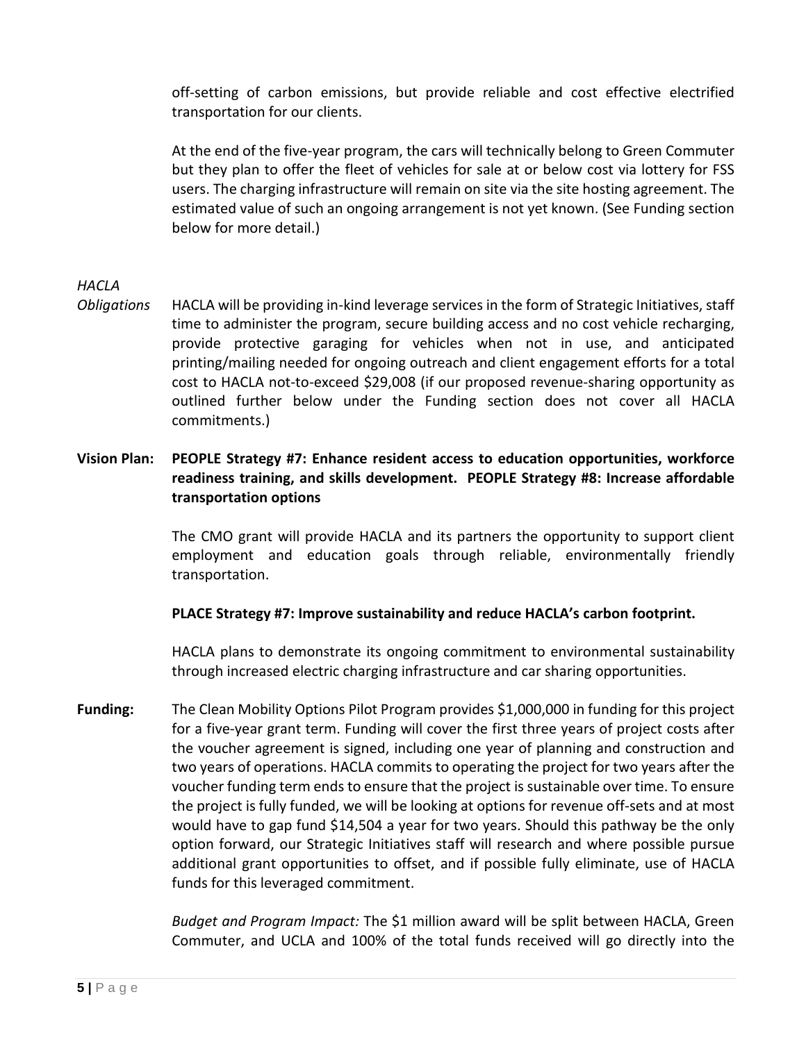off-setting of carbon emissions, but provide reliable and cost effective electrified transportation for our clients.

At the end of the five-year program, the cars will technically belong to Green Commuter but they plan to offer the fleet of vehicles for sale at or below cost via lottery for FSS users. The charging infrastructure will remain on site via the site hosting agreement. The estimated value of such an ongoing arrangement is not yet known. (See Funding section below for more detail.)

*HACLA Obligations* HACLA will be providing in-kind leverage services in the form of Strategic Initiatives, staff time to administer the program, secure building access and no cost vehicle recharging, provide protective garaging for vehicles when not in use, and anticipated printing/mailing needed for ongoing outreach and client engagement efforts for a total cost to HACLA not-to-exceed $29,008 (if our proposed revenue-sharing opportunity as outlined further below under the Funding section does not cover all HACLA commitments.)

**Vision Plan: PEOPLE Strategy #7: Enhance resident access to education opportunities, workforce readiness training, and skills development. PEOPLE Strategy #8: Increase affordable transportation options**

The CMO grant will provide HACLA and its partners the opportunity to support client employment and education goals through reliable, environmentally friendly transportation.

**PLACE Strategy #7: Improve sustainability and reduce HACLA's carbon footprint.**

HACLA plans to demonstrate its ongoing commitment to environmental sustainability through increased electric charging infrastructure and car sharing opportunities.

**Funding:** The Clean Mobility Options Pilot Program provides $1,000,000 in funding for this project for a five-year grant term. Funding will cover the first three years of project costs after the voucher agreement is signed, including one year of planning and construction and two years of operations. HACLA commits to operating the project for two years after the voucher funding term ends to ensure that the project is sustainable over time. To ensure the project is fully funded, we will be looking at options for revenue off-sets and at most would have to gap fund $14,504 a year for two years. Should this pathway be the only option forward, our Strategic Initiatives staff will research and where possible pursue additional grant opportunities to offset, and if possible fully eliminate, use of HACLA funds for this leveraged commitment.

*Budget and Program Impact:* The $1 million award will be split between HACLA, Green Commuter, and UCLA and 100% of the total funds received will go directly into the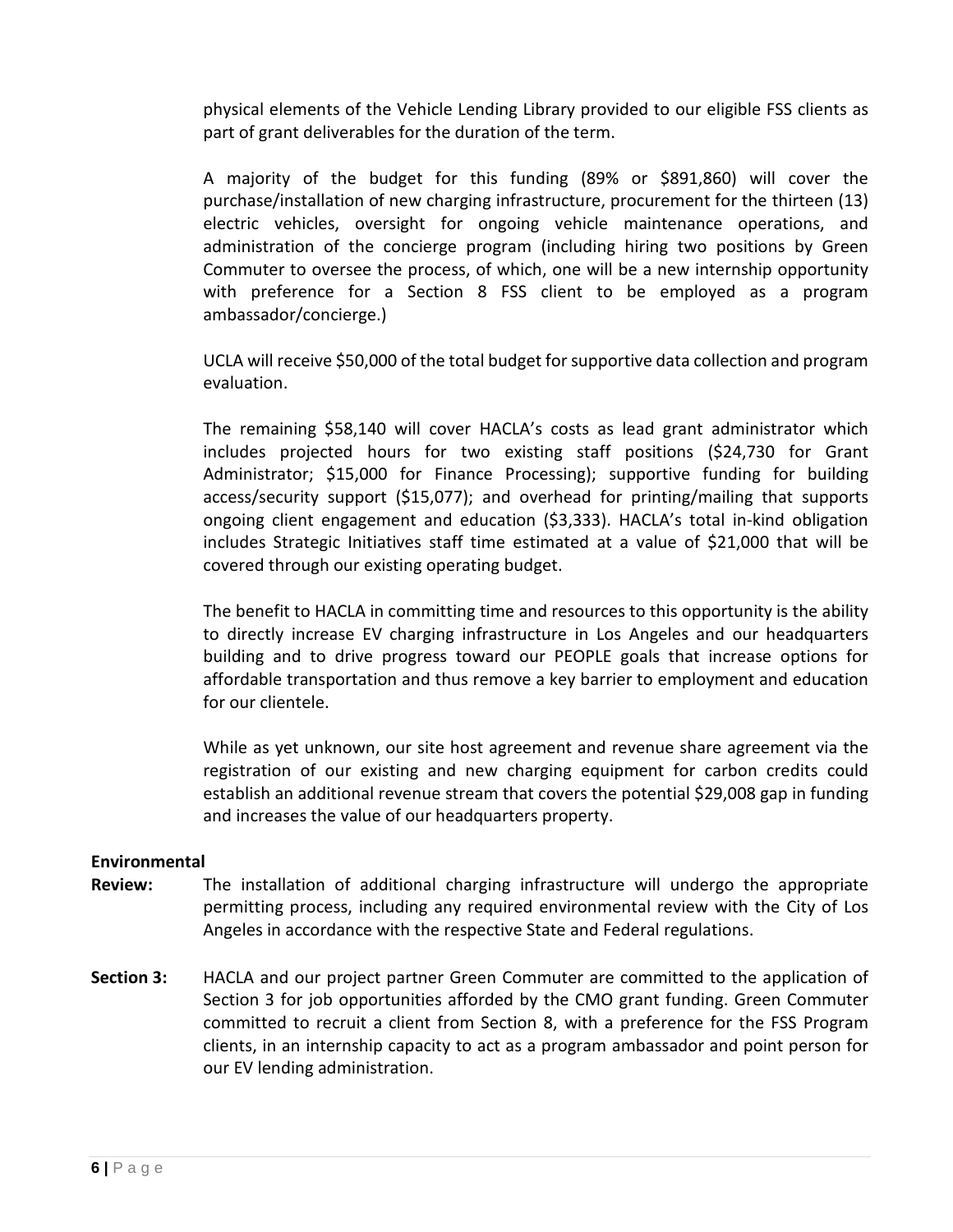physical elements of the Vehicle Lending Library provided to our eligible FSS clients as part of grant deliverables for the duration of the term.

A majority of the budget for this funding (89% or $891,860) will cover the purchase/installation of new charging infrastructure, procurement for the thirteen (13) electric vehicles, oversight for ongoing vehicle maintenance operations, and administration of the concierge program (including hiring two positions by Green Commuter to oversee the process, of which, one will be a new internship opportunity with preference for a Section 8 FSS client to be employed as a program ambassador/concierge.)

UCLA will receive $50,000 of the total budget for supportive data collection and program evaluation.

The remaining $58,140 will cover HACLA's costs as lead grant administrator which includes projected hours for two existing staff positions ($24,730 for Grant Administrator; $15,000 for Finance Processing); supportive funding for building access/security support ($15,077); and overhead for printing/mailing that supports ongoing client engagement and education ($3,333). HACLA's total in-kind obligation includes Strategic Initiatives staff time estimated at a value of $21,000 that will be covered through our existing operating budget.

The benefit to HACLA in committing time and resources to this opportunity is the ability to directly increase EV charging infrastructure in Los Angeles and our headquarters building and to drive progress toward our PEOPLE goals that increase options for affordable transportation and thus remove a key barrier to employment and education for our clientele.

While as yet unknown, our site host agreement and revenue share agreement via the registration of our existing and new charging equipment for carbon credits could establish an additional revenue stream that covers the potential $29,008 gap in funding and increases the value of our headquarters property.

**Environmental Review:** The installation of additional charging infrastructure will undergo the appropriate permitting process, including any required environmental review with the City of Los Angeles in accordance with the respective State and Federal regulations.

**Section 3:** HACLA and our project partner Green Commuter are committed to the application of Section 3 for job opportunities afforded by the CMO grant funding. Green Commuter committed to recruit a client from Section 8, with a preference for the FSS Program clients, in an internship capacity to act as a program ambassador and point person for our EV lending administration.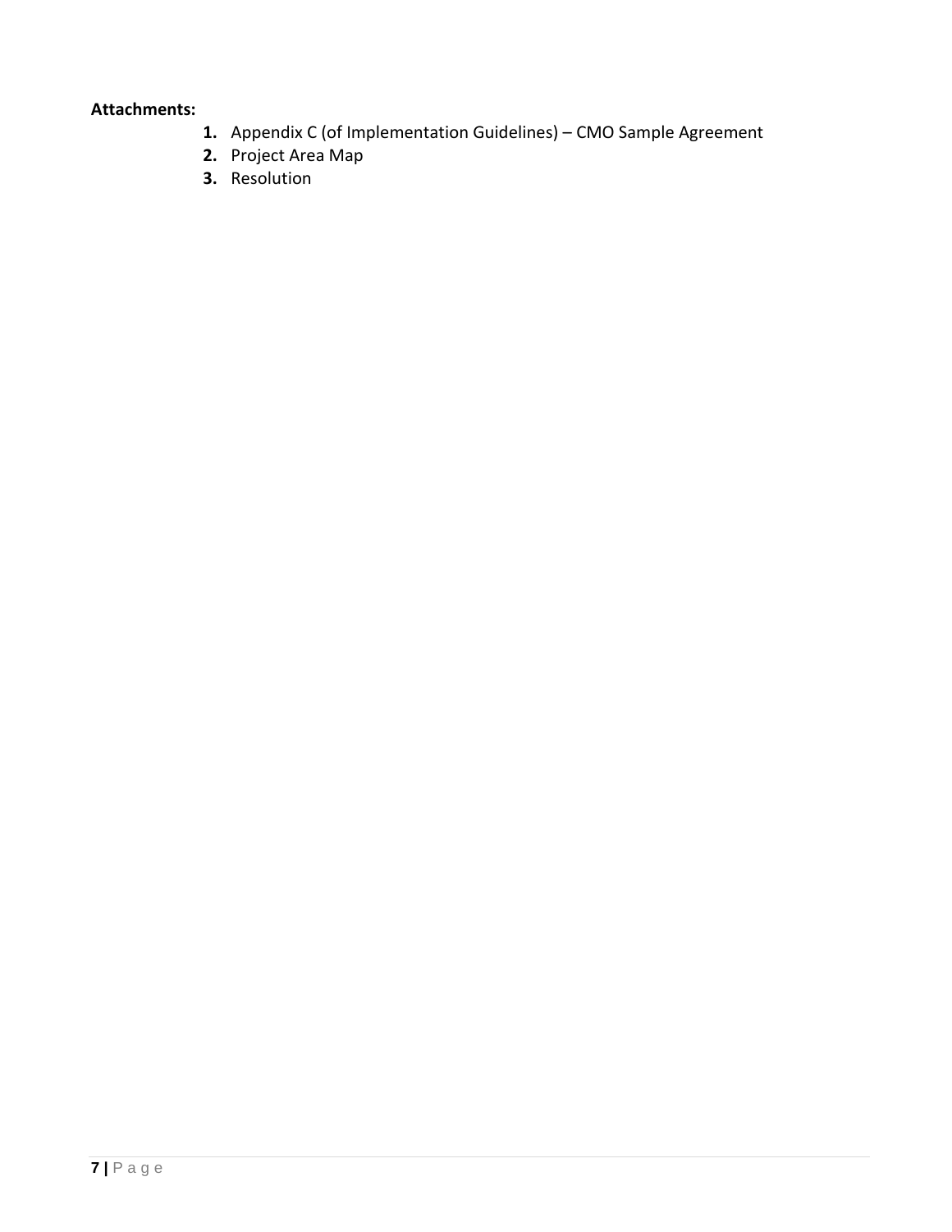**Attachments:**

1. Appendix C (of Implementation Guidelines) – CMO Sample Agreement
2. Project Area Map
3. Resolution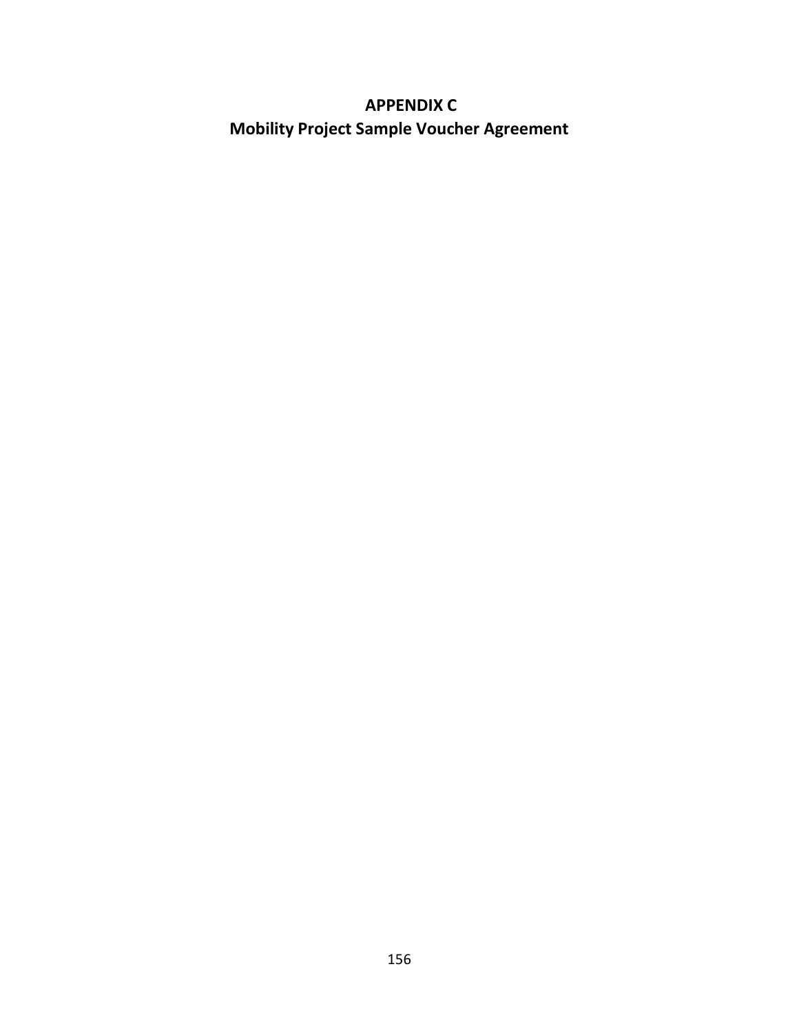# APPENDIX C
# Mobility Project Sample Voucher Agreement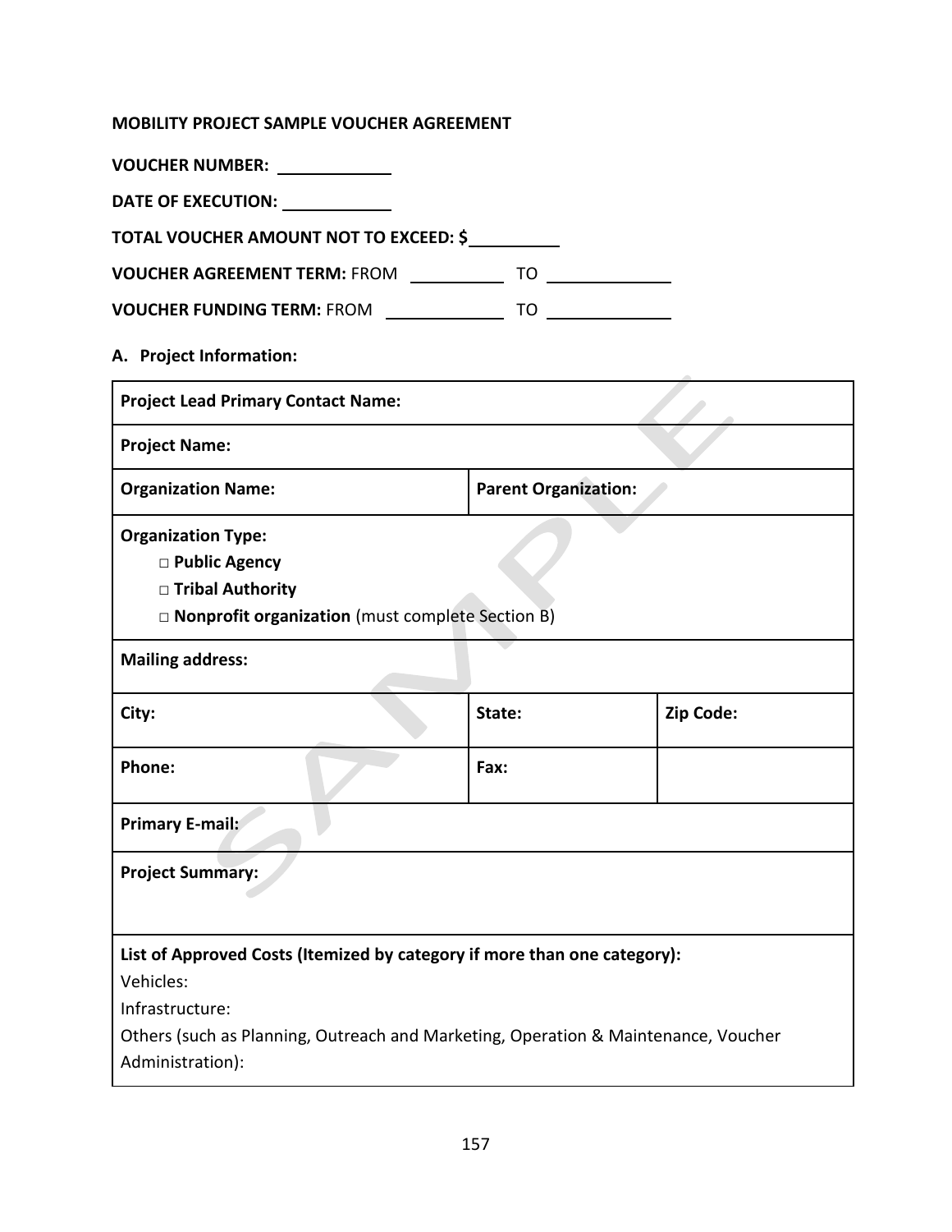**MOBILITY PROJECT SAMPLE VOUCHER AGREEMENT**

**VOUCHER NUMBER:** ____________

**DATE OF EXECUTION:** ____________

**TOTAL VOUCHER AMOUNT NOT TO EXCEED: $**__________

**VOUCHER AGREEMENT TERM:** FROM __________ TO ____________

**VOUCHER FUNDING TERM:** FROM ____________ TO ____________

**A. Project Information:**

| | | |
|---|---|---|
| **Project Lead Primary Contact Name:** | | |
| **Project Name:** | | |
| **Organization Name:** | **Parent Organization:** | |
| **Organization Type:**<br>□ **Public Agency**<br>□ **Tribal Authority**<br>□ **Nonprofit organization** (must complete Section B) | | |
| **Mailing address:** | | |
| **City:** | **State:** | **Zip Code:** |
| **Phone:** | **Fax:** | |
| **Primary E-mail:** | | |
| **Project Summary:** | | |
| **List of Approved Costs (Itemized by category if more than one category):**<br>Vehicles:<br>Infrastructure:<br>Others (such as Planning, Outreach and Marketing, Operation & Maintenance, Voucher Administration): | | |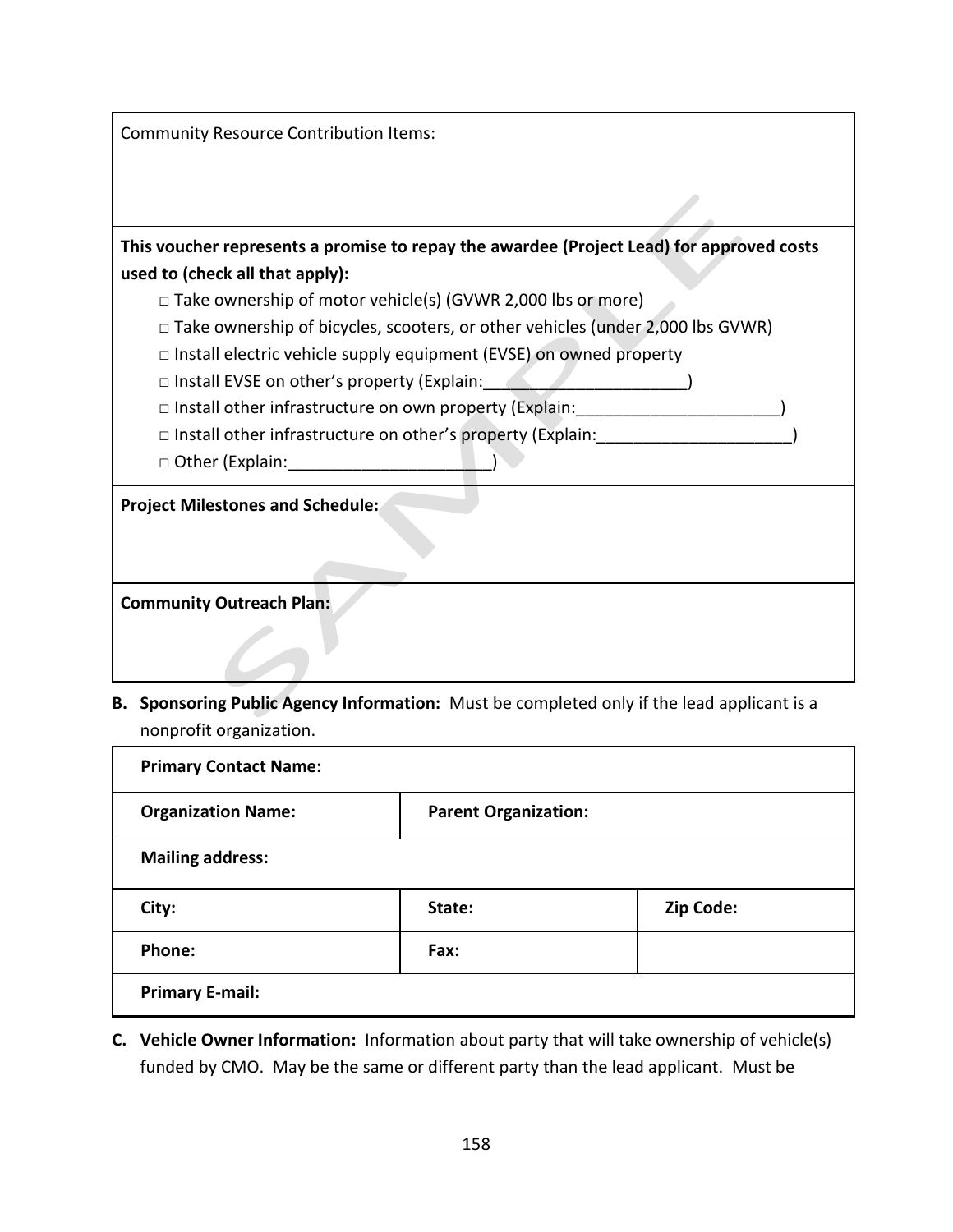| Community Resource Contribution Items: |
|---|
| **This voucher represents a promise to repay the awardee (Project Lead) for approved costs used to (check all that apply):**<br>□ Take ownership of motor vehicle(s) (GVWR 2,000 lbs or more)<br>□ Take ownership of bicycles, scooters, or other vehicles (under 2,000 lbs GVWR)<br>□ Install electric vehicle supply equipment (EVSE) on owned property<br>□ Install EVSE on other's property (Explain:______________________)<br>□ Install other infrastructure on own property (Explain:______________________)<br>□ Install other infrastructure on other's property (Explain:_____________________)<br>□ Other (Explain:______________________) |
| **Project Milestones and Schedule:** |
| **Community Outreach Plan:** |

**B. Sponsoring Public Agency Information:** Must be completed only if the lead applicant is a nonprofit organization.

| **Primary Contact Name:** | | |
|---|---|---|
| **Organization Name:** | **Parent Organization:** | |
| **Mailing address:** | | |
| **City:** | **State:** | **Zip Code:** |
| **Phone:** | **Fax:** | |
| **Primary E-mail:** | | |

**C. Vehicle Owner Information:** Information about party that will take ownership of vehicle(s) funded by CMO. May be the same or different party than the lead applicant. Must be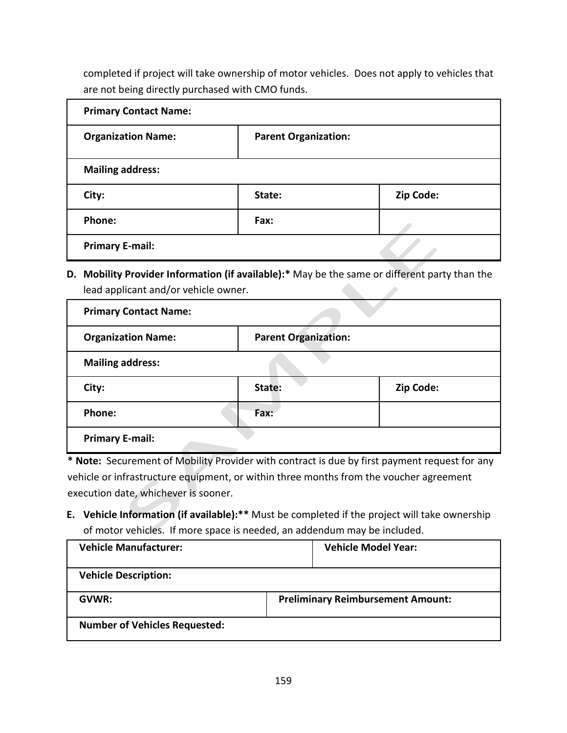completed if project will take ownership of motor vehicles. Does not apply to vehicles that are not being directly purchased with CMO funds.

| **Primary Contact Name:** | | |
|---|---|---|
| **Organization Name:** | **Parent Organization:** | |
| **Mailing address:** | | |
| **City:** | **State:** | **Zip Code:** |
| **Phone:** | **Fax:** | |
| **Primary E-mail:** | | |

**D. Mobility Provider Information (if available):*** May be the same or different party than the lead applicant and/or vehicle owner.

| **Primary Contact Name:** | | |
|---|---|---|
| **Organization Name:** | **Parent Organization:** | |
| **Mailing address:** | | |
| **City:** | **State:** | **Zip Code:** |
| **Phone:** | **Fax:** | |
| **Primary E-mail:** | | |

*** Note:** Securement of Mobility Provider with contract is due by first payment request for any vehicle or infrastructure equipment, or within three months from the voucher agreement execution date, whichever is sooner.

**E. Vehicle Information (if available):**** Must be completed if the project will take ownership of motor vehicles. If more space is needed, an addendum may be included.

| **Vehicle Manufacturer:** | **Vehicle Model Year:** |
|---|---|
| **Vehicle Description:** | |
| **GVWR:** | **Preliminary Reimbursement Amount:** |
| **Number of Vehicles Requested:** | |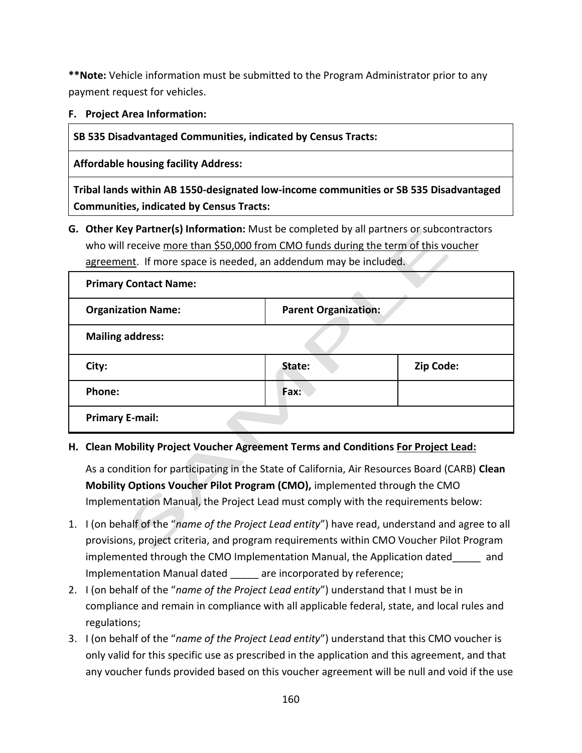**\*\*Note:** Vehicle information must be submitted to the Program Administrator prior to any payment request for vehicles.

**F. Project Area Information:**

| **SB 535 Disadvantaged Communities, indicated by Census Tracts:** |
|---|
| **Affordable housing facility Address:** |
| **Tribal lands within AB 1550-designated low-income communities or SB 535 Disadvantaged Communities, indicated by Census Tracts:** |

**G. Other Key Partner(s) Information:** Must be completed by all partners or subcontractors who will receive more than $50,000 from CMO funds during the term of this voucher agreement. If more space is needed, an addendum may be included.

| **Primary Contact Name:** | | |
|---|---|---|
| **Organization Name:** | **Parent Organization:** | |
| **Mailing address:** | | |
| **City:** | **State:** | **Zip Code:** |
| **Phone:** | **Fax:** | |
| **Primary E-mail:** | | |

**H. Clean Mobility Project Voucher Agreement Terms and Conditions For Project Lead:**

As a condition for participating in the State of California, Air Resources Board (CARB) **Clean Mobility Options Voucher Pilot Program (CMO),** implemented through the CMO Implementation Manual, the Project Lead must comply with the requirements below:

1. I (on behalf of the "*name of the Project Lead entity*") have read, understand and agree to all provisions, project criteria, and program requirements within CMO Voucher Pilot Program implemented through the CMO Implementation Manual, the Application dated_____ and Implementation Manual dated _____ are incorporated by reference;
2. I (on behalf of the "*name of the Project Lead entity*") understand that I must be in compliance and remain in compliance with all applicable federal, state, and local rules and regulations;
3. I (on behalf of the "*name of the Project Lead entity*") understand that this CMO voucher is only valid for this specific use as prescribed in the application and this agreement, and that any voucher funds provided based on this voucher agreement will be null and void if the use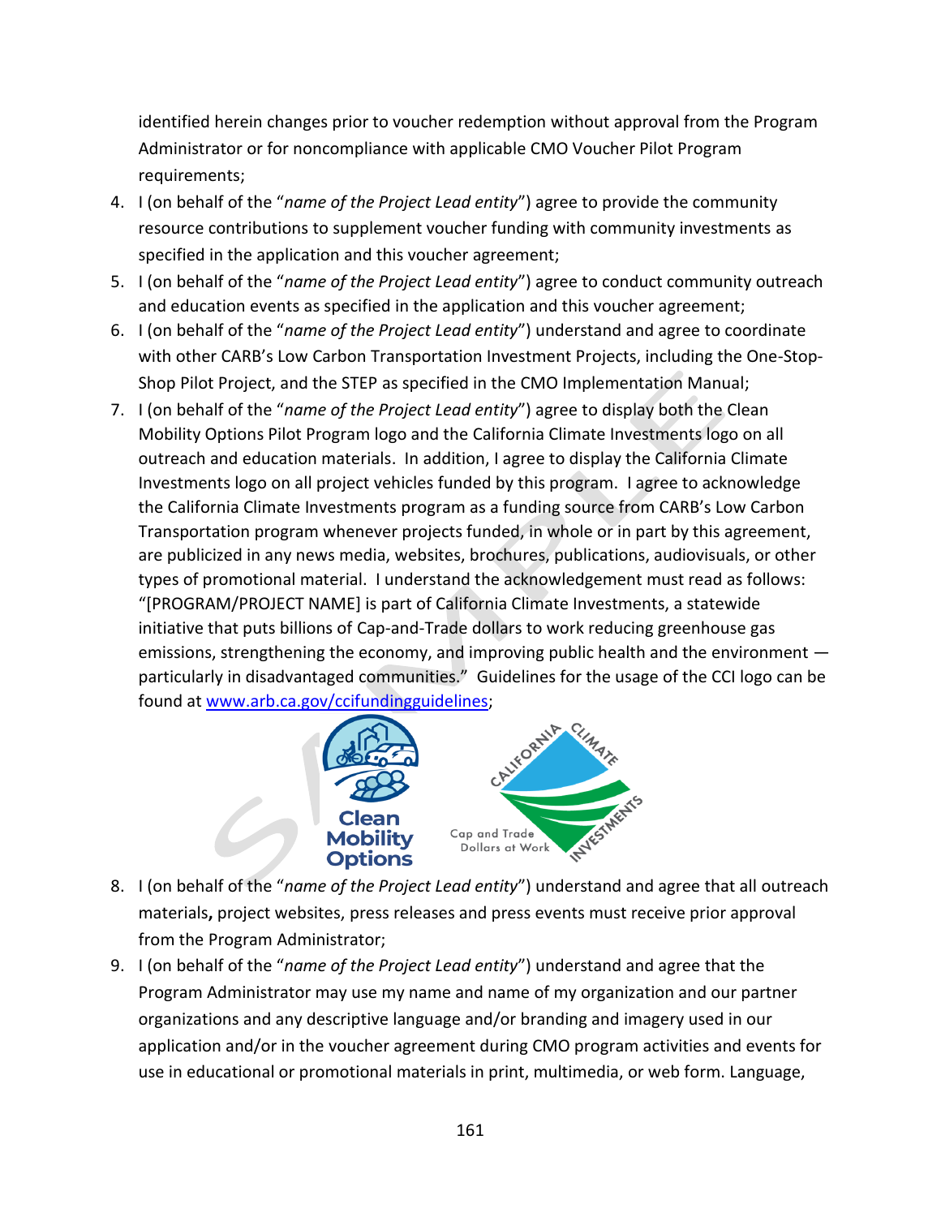identified herein changes prior to voucher redemption without approval from the Program Administrator or for noncompliance with applicable CMO Voucher Pilot Program requirements;

4. I (on behalf of the "*name of the Project Lead entity*") agree to provide the community resource contributions to supplement voucher funding with community investments as specified in the application and this voucher agreement;
5. I (on behalf of the "*name of the Project Lead entity*") agree to conduct community outreach and education events as specified in the application and this voucher agreement;
6. I (on behalf of the "*name of the Project Lead entity*") understand and agree to coordinate with other CARB's Low Carbon Transportation Investment Projects, including the One-Stop-Shop Pilot Project, and the STEP as specified in the CMO Implementation Manual;
7. I (on behalf of the "*name of the Project Lead entity*") agree to display both the Clean Mobility Options Pilot Program logo and the California Climate Investments logo on all outreach and education materials. In addition, I agree to display the California Climate Investments logo on all project vehicles funded by this program. I agree to acknowledge the California Climate Investments program as a funding source from CARB's Low Carbon Transportation program whenever projects funded, in whole or in part by this agreement, are publicized in any news media, websites, brochures, publications, audiovisuals, or other types of promotional material. I understand the acknowledgement must read as follows: "[PROGRAM/PROJECT NAME] is part of California Climate Investments, a statewide initiative that puts billions of Cap-and-Trade dollars to work reducing greenhouse gas emissions, strengthening the economy, and improving public health and the environment — particularly in disadvantaged communities." Guidelines for the usage of the CCI logo can be found at www.arb.ca.gov/ccifundingguidelines;
8. I (on behalf of the "*name of the Project Lead entity*") understand and agree that all outreach materials**,** project websites, press releases and press events must receive prior approval from the Program Administrator;
9. I (on behalf of the "*name of the Project Lead entity*") understand and agree that the Program Administrator may use my name and name of my organization and our partner organizations and any descriptive language and/or branding and imagery used in our application and/or in the voucher agreement during CMO program activities and events for use in educational or promotional materials in print, multimedia, or web form. Language,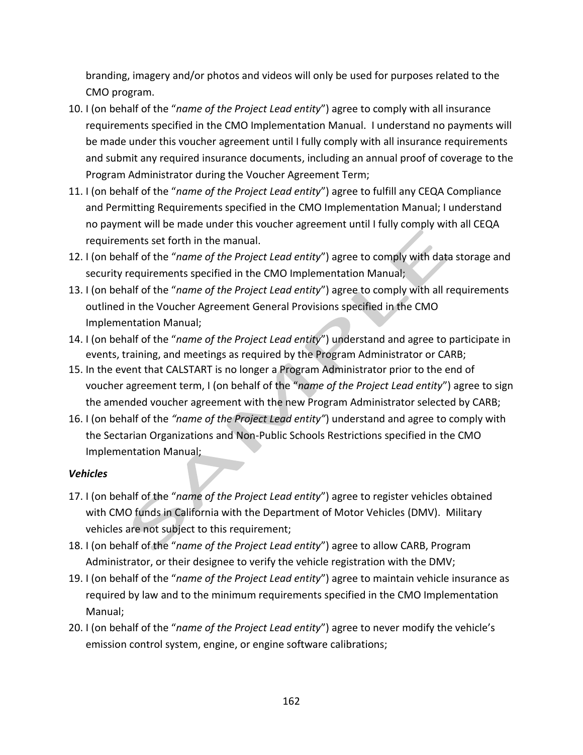branding, imagery and/or photos and videos will only be used for purposes related to the CMO program.

10. I (on behalf of the "*name of the Project Lead entity*") agree to comply with all insurance requirements specified in the CMO Implementation Manual. I understand no payments will be made under this voucher agreement until I fully comply with all insurance requirements and submit any required insurance documents, including an annual proof of coverage to the Program Administrator during the Voucher Agreement Term;
11. I (on behalf of the "*name of the Project Lead entity*") agree to fulfill any CEQA Compliance and Permitting Requirements specified in the CMO Implementation Manual; I understand no payment will be made under this voucher agreement until I fully comply with all CEQA requirements set forth in the manual.
12. I (on behalf of the "*name of the Project Lead entity*") agree to comply with data storage and security requirements specified in the CMO Implementation Manual;
13. I (on behalf of the "*name of the Project Lead entity*") agree to comply with all requirements outlined in the Voucher Agreement General Provisions specified in the CMO Implementation Manual;
14. I (on behalf of the "*name of the Project Lead entity*") understand and agree to participate in events, training, and meetings as required by the Program Administrator or CARB;
15. In the event that CALSTART is no longer a Program Administrator prior to the end of voucher agreement term, I (on behalf of the "*name of the Project Lead entity*") agree to sign the amended voucher agreement with the new Program Administrator selected by CARB;
16. I (on behalf of the *"name of the Project Lead entity"*) understand and agree to comply with the Sectarian Organizations and Non-Public Schools Restrictions specified in the CMO Implementation Manual;

***Vehicles***

17. I (on behalf of the "*name of the Project Lead entity*") agree to register vehicles obtained with CMO funds in California with the Department of Motor Vehicles (DMV). Military vehicles are not subject to this requirement;
18. I (on behalf of the "*name of the Project Lead entity*") agree to allow CARB, Program Administrator, or their designee to verify the vehicle registration with the DMV;
19. I (on behalf of the "*name of the Project Lead entity*") agree to maintain vehicle insurance as required by law and to the minimum requirements specified in the CMO Implementation Manual;
20. I (on behalf of the "*name of the Project Lead entity*") agree to never modify the vehicle's emission control system, engine, or engine software calibrations;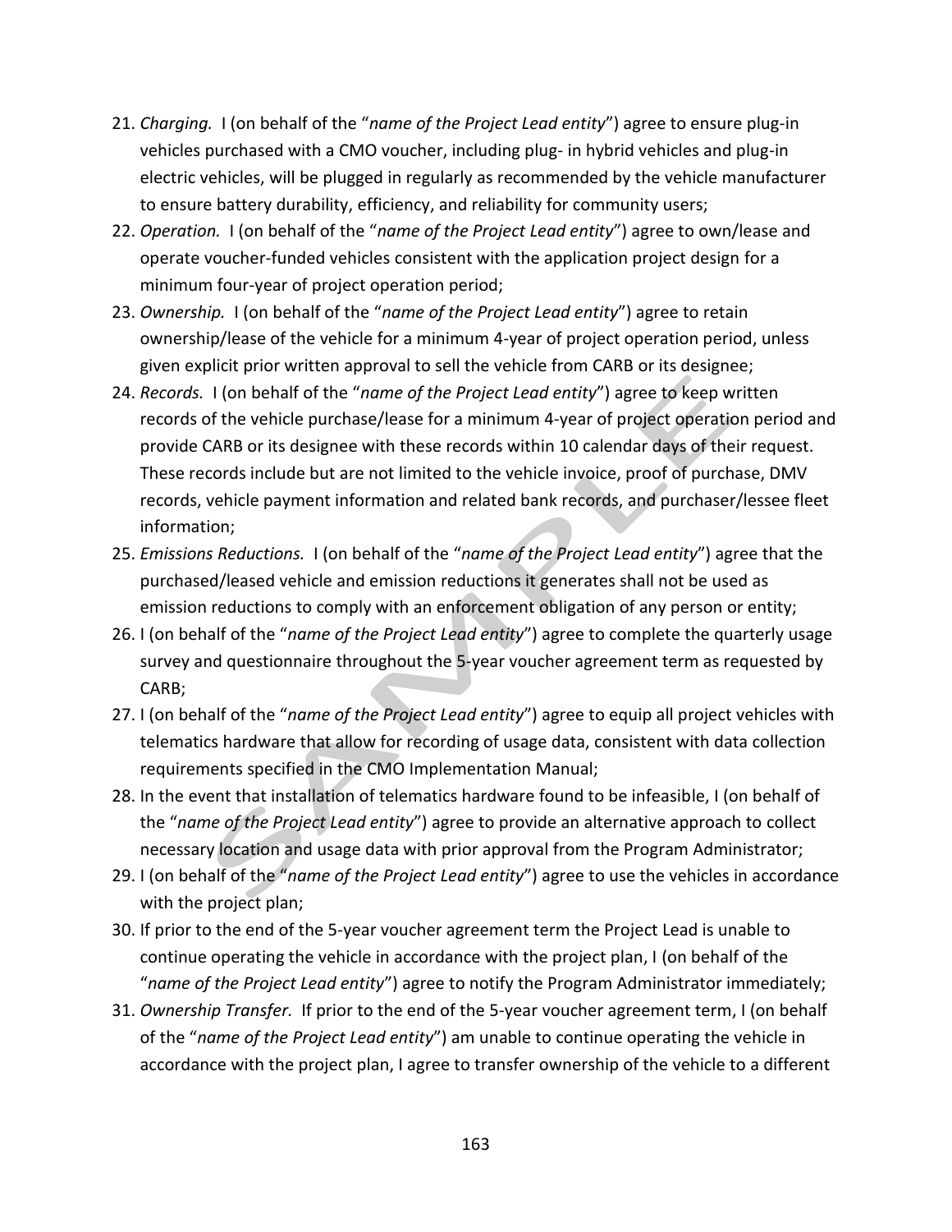21. *Charging.* I (on behalf of the "*name of the Project Lead entity*") agree to ensure plug-in vehicles purchased with a CMO voucher, including plug- in hybrid vehicles and plug-in electric vehicles, will be plugged in regularly as recommended by the vehicle manufacturer to ensure battery durability, efficiency, and reliability for community users;
22. *Operation.* I (on behalf of the "*name of the Project Lead entity*") agree to own/lease and operate voucher-funded vehicles consistent with the application project design for a minimum four-year of project operation period;
23. *Ownership.* I (on behalf of the "*name of the Project Lead entity*") agree to retain ownership/lease of the vehicle for a minimum 4-year of project operation period, unless given explicit prior written approval to sell the vehicle from CARB or its designee;
24. *Records.* I (on behalf of the "*name of the Project Lead entity*") agree to keep written records of the vehicle purchase/lease for a minimum 4-year of project operation period and provide CARB or its designee with these records within 10 calendar days of their request. These records include but are not limited to the vehicle invoice, proof of purchase, DMV records, vehicle payment information and related bank records, and purchaser/lessee fleet information;
25. *Emissions Reductions.* I (on behalf of the "*name of the Project Lead entity*") agree that the purchased/leased vehicle and emission reductions it generates shall not be used as emission reductions to comply with an enforcement obligation of any person or entity;
26. I (on behalf of the "*name of the Project Lead entity*") agree to complete the quarterly usage survey and questionnaire throughout the 5-year voucher agreement term as requested by CARB;
27. I (on behalf of the "*name of the Project Lead entity*") agree to equip all project vehicles with telematics hardware that allow for recording of usage data, consistent with data collection requirements specified in the CMO Implementation Manual;
28. In the event that installation of telematics hardware found to be infeasible, I (on behalf of the "*name of the Project Lead entity*") agree to provide an alternative approach to collect necessary location and usage data with prior approval from the Program Administrator;
29. I (on behalf of the "*name of the Project Lead entity*") agree to use the vehicles in accordance with the project plan;
30. If prior to the end of the 5-year voucher agreement term the Project Lead is unable to continue operating the vehicle in accordance with the project plan, I (on behalf of the "*name of the Project Lead entity*") agree to notify the Program Administrator immediately;
31. *Ownership Transfer.* If prior to the end of the 5-year voucher agreement term, I (on behalf of the "*name of the Project Lead entity*") am unable to continue operating the vehicle in accordance with the project plan, I agree to transfer ownership of the vehicle to a different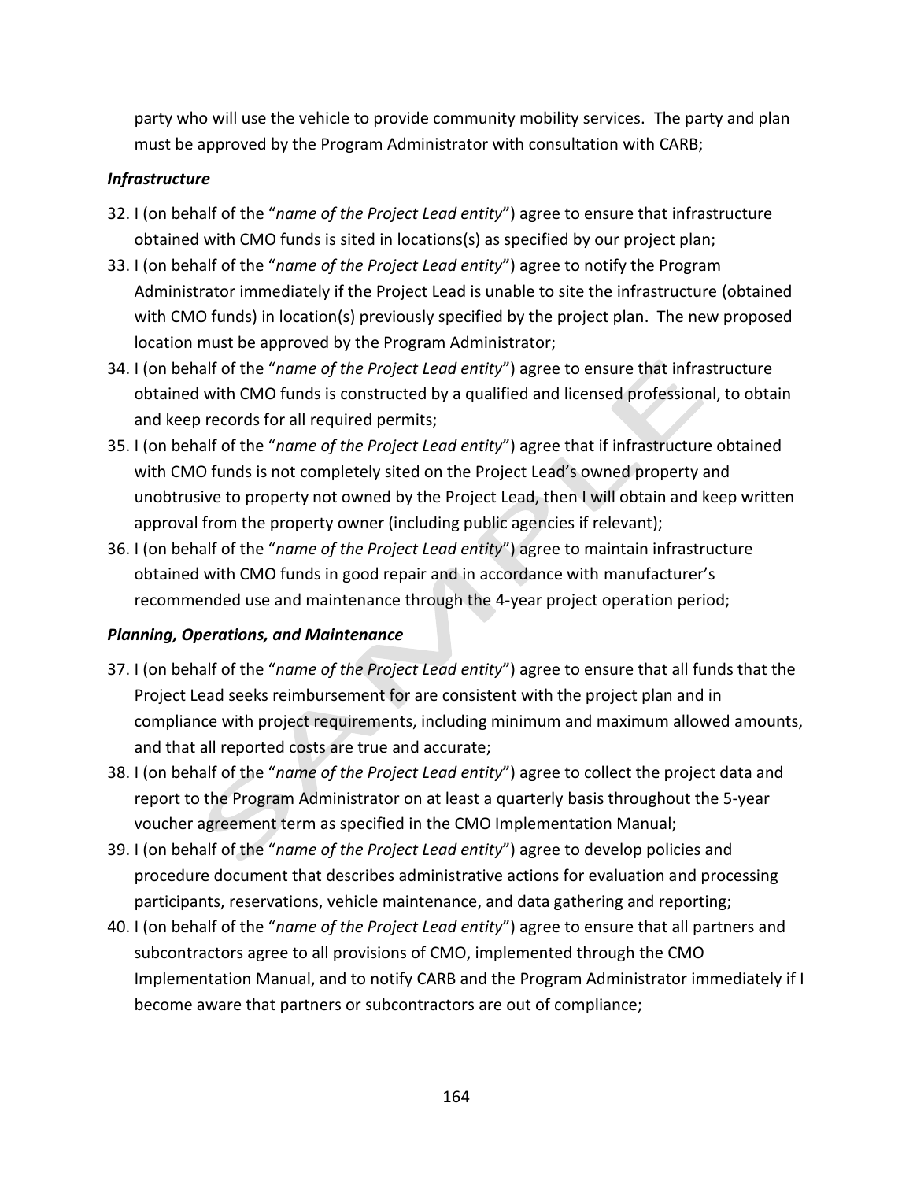party who will use the vehicle to provide community mobility services. The party and plan must be approved by the Program Administrator with consultation with CARB;

***Infrastructure***

32. I (on behalf of the "*name of the Project Lead entity*") agree to ensure that infrastructure obtained with CMO funds is sited in locations(s) as specified by our project plan;
33. I (on behalf of the "*name of the Project Lead entity*") agree to notify the Program Administrator immediately if the Project Lead is unable to site the infrastructure (obtained with CMO funds) in location(s) previously specified by the project plan. The new proposed location must be approved by the Program Administrator;
34. I (on behalf of the "*name of the Project Lead entity*") agree to ensure that infrastructure obtained with CMO funds is constructed by a qualified and licensed professional, to obtain and keep records for all required permits;
35. I (on behalf of the "*name of the Project Lead entity*") agree that if infrastructure obtained with CMO funds is not completely sited on the Project Lead's owned property and unobtrusive to property not owned by the Project Lead, then I will obtain and keep written approval from the property owner (including public agencies if relevant);
36. I (on behalf of the "*name of the Project Lead entity*") agree to maintain infrastructure obtained with CMO funds in good repair and in accordance with manufacturer's recommended use and maintenance through the 4-year project operation period;

***Planning, Operations, and Maintenance***

37. I (on behalf of the "*name of the Project Lead entity*") agree to ensure that all funds that the Project Lead seeks reimbursement for are consistent with the project plan and in compliance with project requirements, including minimum and maximum allowed amounts, and that all reported costs are true and accurate;
38. I (on behalf of the "*name of the Project Lead entity*") agree to collect the project data and report to the Program Administrator on at least a quarterly basis throughout the 5-year voucher agreement term as specified in the CMO Implementation Manual;
39. I (on behalf of the "*name of the Project Lead entity*") agree to develop policies and procedure document that describes administrative actions for evaluation and processing participants, reservations, vehicle maintenance, and data gathering and reporting;
40. I (on behalf of the "*name of the Project Lead entity*") agree to ensure that all partners and subcontractors agree to all provisions of CMO, implemented through the CMO Implementation Manual, and to notify CARB and the Program Administrator immediately if I become aware that partners or subcontractors are out of compliance;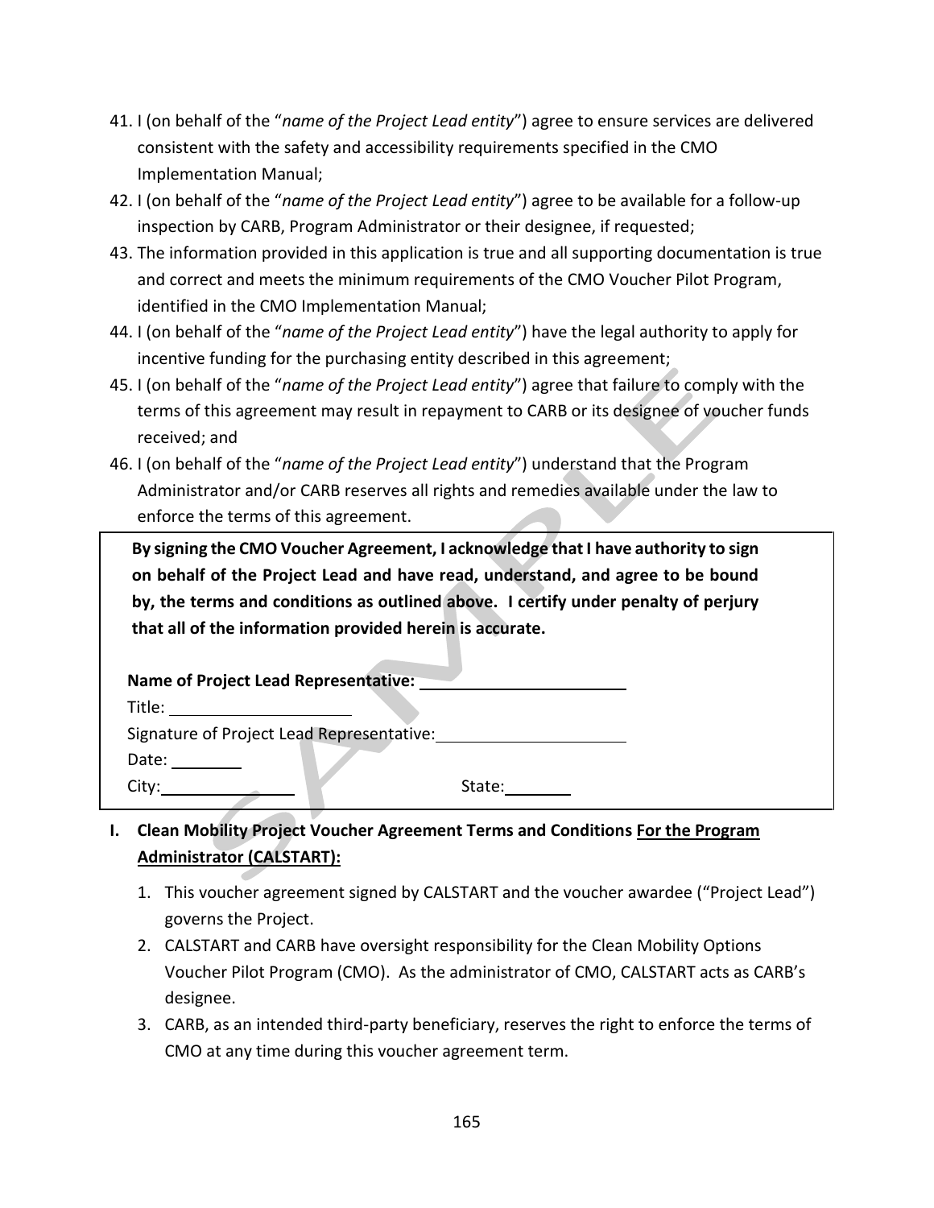41. I (on behalf of the "*name of the Project Lead entity*") agree to ensure services are delivered consistent with the safety and accessibility requirements specified in the CMO Implementation Manual;
42. I (on behalf of the "*name of the Project Lead entity*") agree to be available for a follow-up inspection by CARB, Program Administrator or their designee, if requested;
43. The information provided in this application is true and all supporting documentation is true and correct and meets the minimum requirements of the CMO Voucher Pilot Program, identified in the CMO Implementation Manual;
44. I (on behalf of the "*name of the Project Lead entity*") have the legal authority to apply for incentive funding for the purchasing entity described in this agreement;
45. I (on behalf of the "*name of the Project Lead entity*") agree that failure to comply with the terms of this agreement may result in repayment to CARB or its designee of voucher funds received; and
46. I (on behalf of the "*name of the Project Lead entity*") understand that the Program Administrator and/or CARB reserves all rights and remedies available under the law to enforce the terms of this agreement.

**By signing the CMO Voucher Agreement, I acknowledge that I have authority to sign on behalf of the Project Lead and have read, understand, and agree to be bound by, the terms and conditions as outlined above. I certify under penalty of perjury that all of the information provided herein is accurate.**

**Name of Project Lead Representative:** ______________________

Title: ____________________

Signature of Project Lead Representative: ____________________

Date: ________

City: _______________ State: ________

## I. Clean Mobility Project Voucher Agreement Terms and Conditions <u>For the Program Administrator (CALSTART):</u>

1. This voucher agreement signed by CALSTART and the voucher awardee ("Project Lead") governs the Project.
2. CALSTART and CARB have oversight responsibility for the Clean Mobility Options Voucher Pilot Program (CMO). As the administrator of CMO, CALSTART acts as CARB's designee.
3. CARB, as an intended third-party beneficiary, reserves the right to enforce the terms of CMO at any time during this voucher agreement term.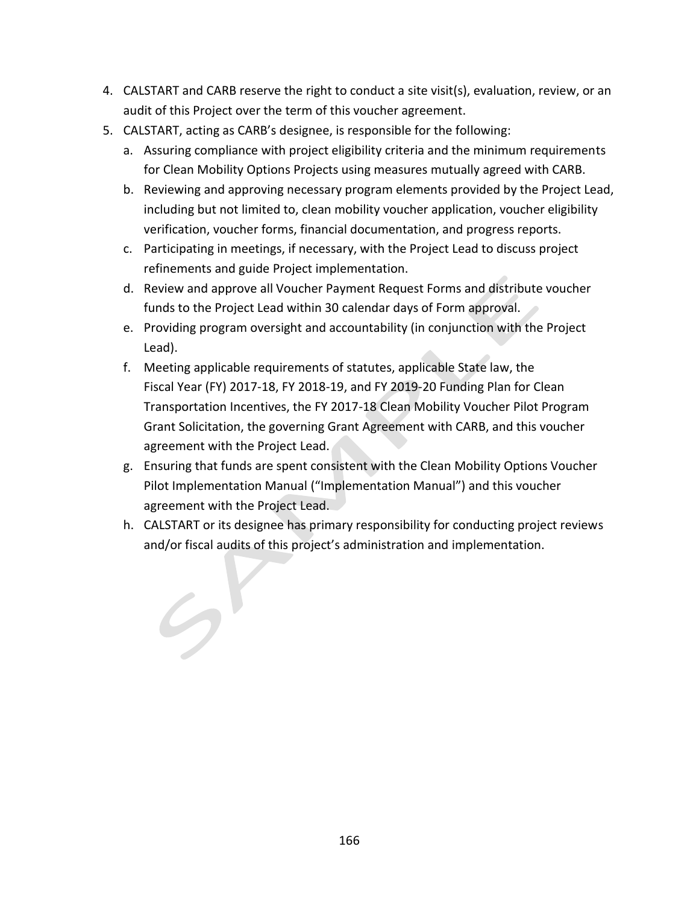4. CALSTART and CARB reserve the right to conduct a site visit(s), evaluation, review, or an audit of this Project over the term of this voucher agreement.
5. CALSTART, acting as CARB's designee, is responsible for the following:
   a. Assuring compliance with project eligibility criteria and the minimum requirements for Clean Mobility Options Projects using measures mutually agreed with CARB.
   b. Reviewing and approving necessary program elements provided by the Project Lead, including but not limited to, clean mobility voucher application, voucher eligibility verification, voucher forms, financial documentation, and progress reports.
   c. Participating in meetings, if necessary, with the Project Lead to discuss project refinements and guide Project implementation.
   d. Review and approve all Voucher Payment Request Forms and distribute voucher funds to the Project Lead within 30 calendar days of Form approval.
   e. Providing program oversight and accountability (in conjunction with the Project Lead).
   f. Meeting applicable requirements of statutes, applicable State law, the Fiscal Year (FY) 2017-18, FY 2018-19, and FY 2019-20 Funding Plan for Clean Transportation Incentives, the FY 2017-18 Clean Mobility Voucher Pilot Program Grant Solicitation, the governing Grant Agreement with CARB, and this voucher agreement with the Project Lead.
   g. Ensuring that funds are spent consistent with the Clean Mobility Options Voucher Pilot Implementation Manual ("Implementation Manual") and this voucher agreement with the Project Lead.
   h. CALSTART or its designee has primary responsibility for conducting project reviews and/or fiscal audits of this project's administration and implementation.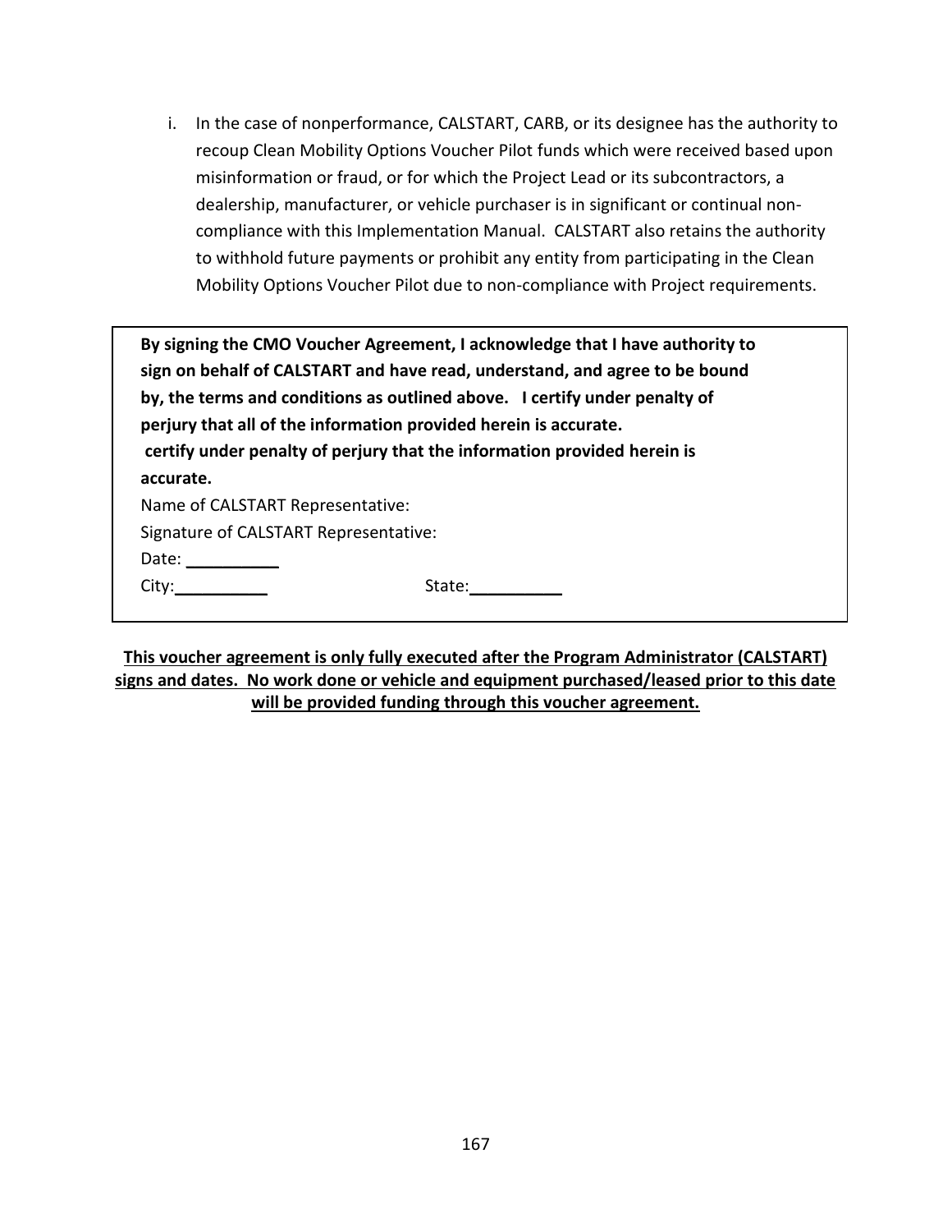i. In the case of nonperformance, CALSTART, CARB, or its designee has the authority to recoup Clean Mobility Options Voucher Pilot funds which were received based upon misinformation or fraud, or for which the Project Lead or its subcontractors, a dealership, manufacturer, or vehicle purchaser is in significant or continual non-compliance with this Implementation Manual. CALSTART also retains the authority to withhold future payments or prohibit any entity from participating in the Clean Mobility Options Voucher Pilot due to non-compliance with Project requirements.

**By signing the CMO Voucher Agreement, I acknowledge that I have authority to sign on behalf of CALSTART and have read, understand, and agree to be bound by, the terms and conditions as outlined above. I certify under penalty of perjury that all of the information provided herein is accurate.**
**certify under penalty of perjury that the information provided herein is accurate.**

Name of CALSTART Representative:

Signature of CALSTART Representative:

Date: __________

City:__________ State:__________

**<u>This voucher agreement is only fully executed after the Program Administrator (CALSTART) signs and dates. No work done or vehicle and equipment purchased/leased prior to this date will be provided funding through this voucher agreement.</u>**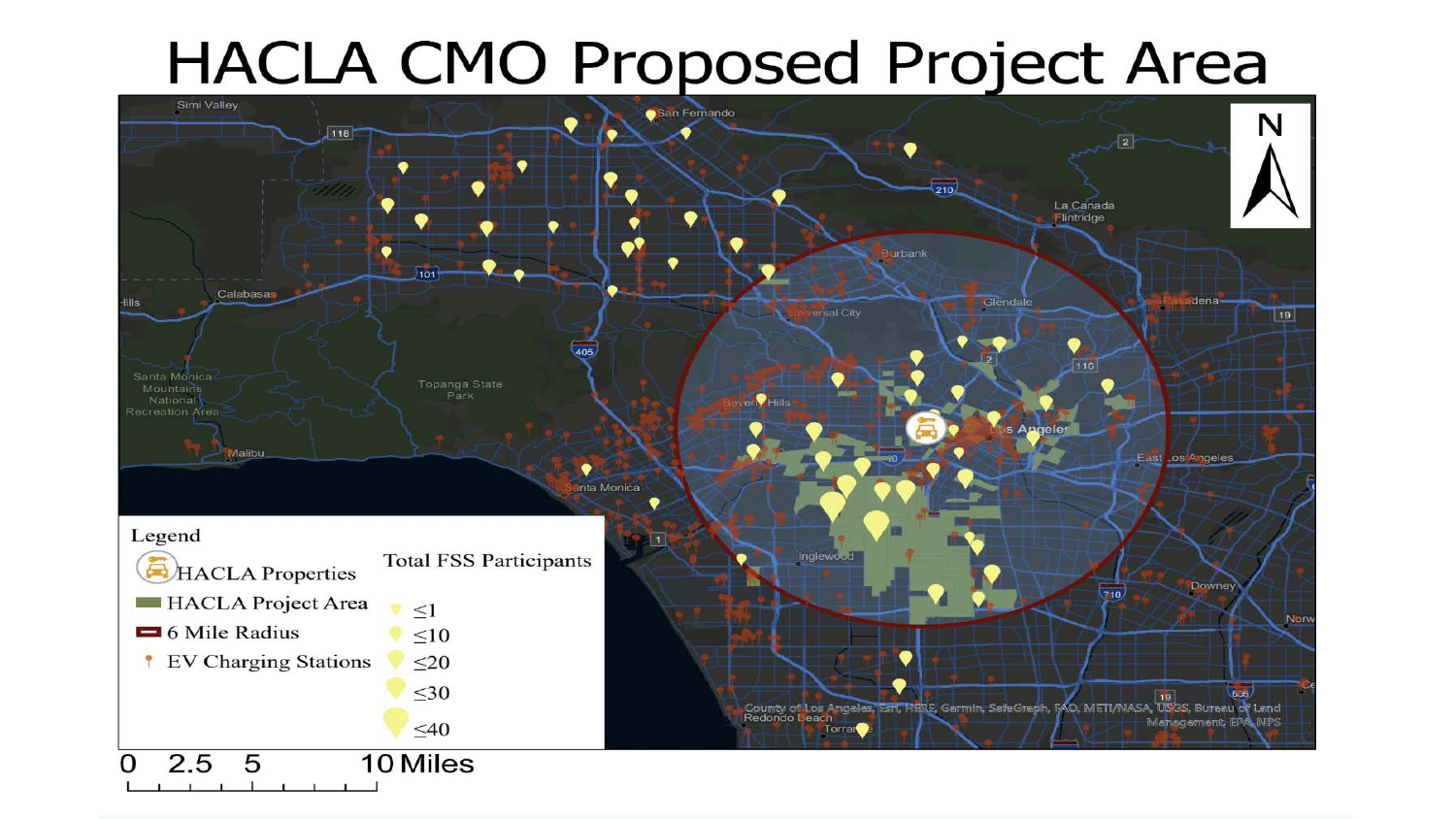# HACLA CMO Proposed Project Area

Legend

- HACLA Properties
- HACLA Project Area
- 6 Mile Radius
- EV Charging Stations

Total FSS Participants

- ≤1
- ≤10
- ≤20
- ≤30
- ≤40

0 2.5 5 10 Miles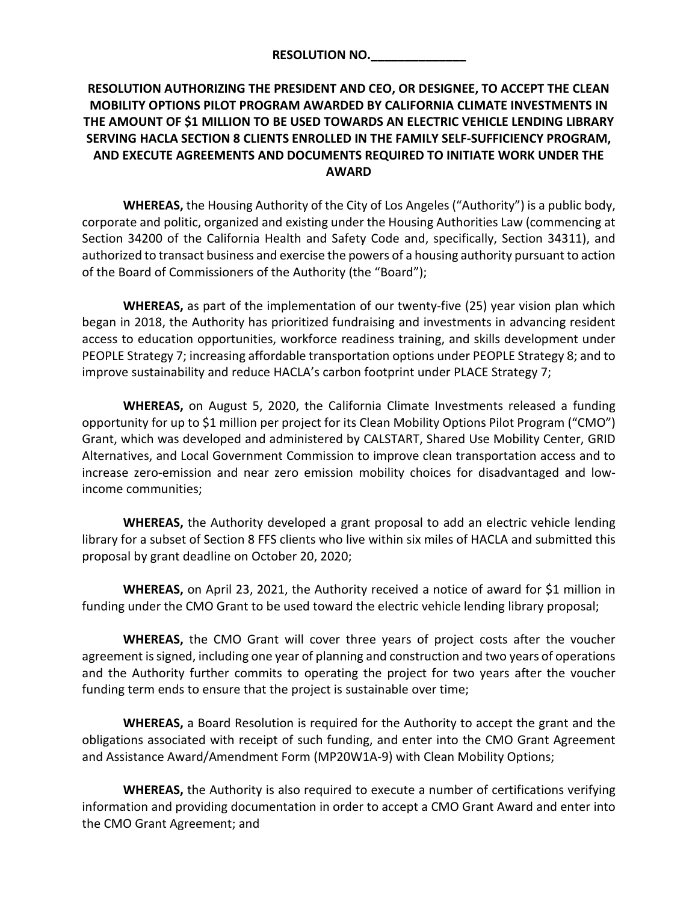**RESOLUTION NO.______________**

**RESOLUTION AUTHORIZING THE PRESIDENT AND CEO, OR DESIGNEE, TO ACCEPT THE CLEAN MOBILITY OPTIONS PILOT PROGRAM AWARDED BY CALIFORNIA CLIMATE INVESTMENTS IN THE AMOUNT OF $1 MILLION TO BE USED TOWARDS AN ELECTRIC VEHICLE LENDING LIBRARY SERVING HACLA SECTION 8 CLIENTS ENROLLED IN THE FAMILY SELF-SUFFICIENCY PROGRAM, AND EXECUTE AGREEMENTS AND DOCUMENTS REQUIRED TO INITIATE WORK UNDER THE AWARD**

**WHEREAS,** the Housing Authority of the City of Los Angeles ("Authority") is a public body, corporate and politic, organized and existing under the Housing Authorities Law (commencing at Section 34200 of the California Health and Safety Code and, specifically, Section 34311), and authorized to transact business and exercise the powers of a housing authority pursuant to action of the Board of Commissioners of the Authority (the "Board");

**WHEREAS,** as part of the implementation of our twenty-five (25) year vision plan which began in 2018, the Authority has prioritized fundraising and investments in advancing resident access to education opportunities, workforce readiness training, and skills development under PEOPLE Strategy 7; increasing affordable transportation options under PEOPLE Strategy 8; and to improve sustainability and reduce HACLA's carbon footprint under PLACE Strategy 7;

**WHEREAS,** on August 5, 2020, the California Climate Investments released a funding opportunity for up to $1 million per project for its Clean Mobility Options Pilot Program ("CMO") Grant, which was developed and administered by CALSTART, Shared Use Mobility Center, GRID Alternatives, and Local Government Commission to improve clean transportation access and to increase zero-emission and near zero emission mobility choices for disadvantaged and low-income communities;

**WHEREAS,** the Authority developed a grant proposal to add an electric vehicle lending library for a subset of Section 8 FFS clients who live within six miles of HACLA and submitted this proposal by grant deadline on October 20, 2020;

**WHEREAS,** on April 23, 2021, the Authority received a notice of award for $1 million in funding under the CMO Grant to be used toward the electric vehicle lending library proposal;

**WHEREAS,** the CMO Grant will cover three years of project costs after the voucher agreement is signed, including one year of planning and construction and two years of operations and the Authority further commits to operating the project for two years after the voucher funding term ends to ensure that the project is sustainable over time;

**WHEREAS,** a Board Resolution is required for the Authority to accept the grant and the obligations associated with receipt of such funding, and enter into the CMO Grant Agreement and Assistance Award/Amendment Form (MP20W1A-9) with Clean Mobility Options;

**WHEREAS,** the Authority is also required to execute a number of certifications verifying information and providing documentation in order to accept a CMO Grant Award and enter into the CMO Grant Agreement; and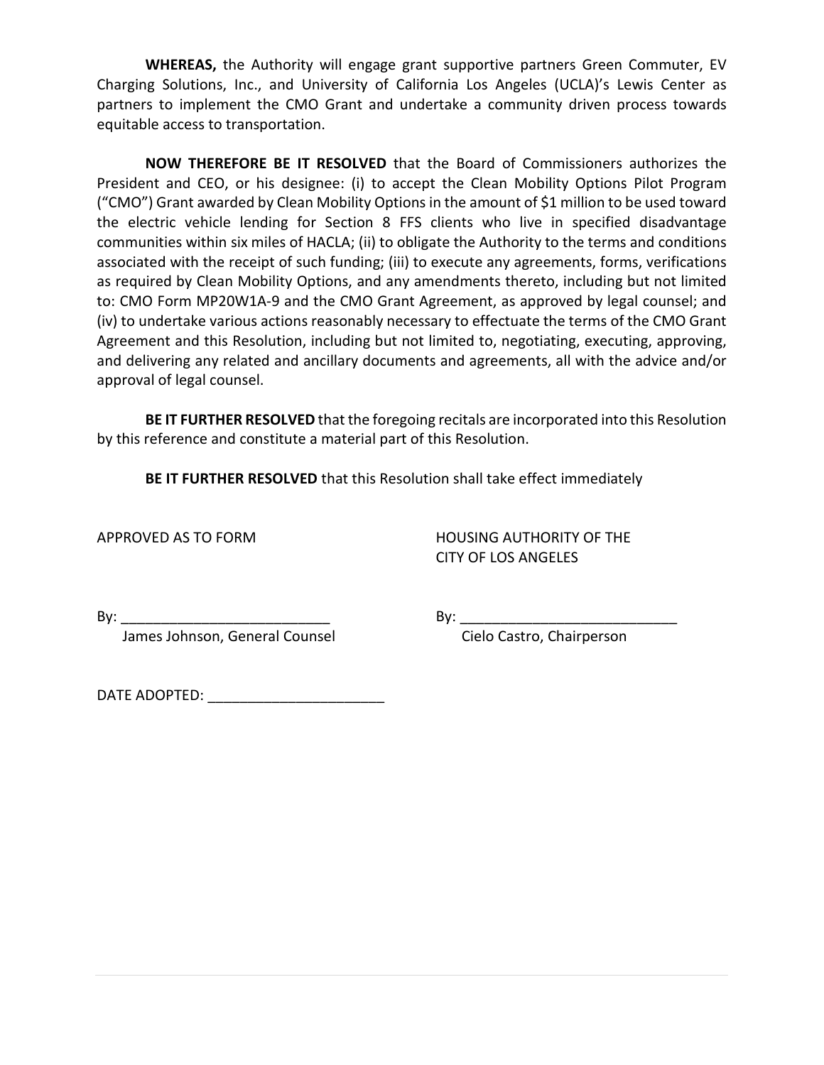**WHEREAS,** the Authority will engage grant supportive partners Green Commuter, EV Charging Solutions, Inc., and University of California Los Angeles (UCLA)'s Lewis Center as partners to implement the CMO Grant and undertake a community driven process towards equitable access to transportation.

**NOW THEREFORE BE IT RESOLVED** that the Board of Commissioners authorizes the President and CEO, or his designee: (i) to accept the Clean Mobility Options Pilot Program ("CMO") Grant awarded by Clean Mobility Options in the amount of $1 million to be used toward the electric vehicle lending for Section 8 FFS clients who live in specified disadvantage communities within six miles of HACLA; (ii) to obligate the Authority to the terms and conditions associated with the receipt of such funding; (iii) to execute any agreements, forms, verifications as required by Clean Mobility Options, and any amendments thereto, including but not limited to: CMO Form MP20W1A-9 and the CMO Grant Agreement, as approved by legal counsel; and (iv) to undertake various actions reasonably necessary to effectuate the terms of the CMO Grant Agreement and this Resolution, including but not limited to, negotiating, executing, approving, and delivering any related and ancillary documents and agreements, all with the advice and/or approval of legal counsel.

**BE IT FURTHER RESOLVED** that the foregoing recitals are incorporated into this Resolution by this reference and constitute a material part of this Resolution.

**BE IT FURTHER RESOLVED** that this Resolution shall take effect immediately

APPROVED AS TO FORM

HOUSING AUTHORITY OF THE CITY OF LOS ANGELES

By: ___________________________
James Johnson, General Counsel

By: ___________________________
Cielo Castro, Chairperson

DATE ADOPTED: ______________________